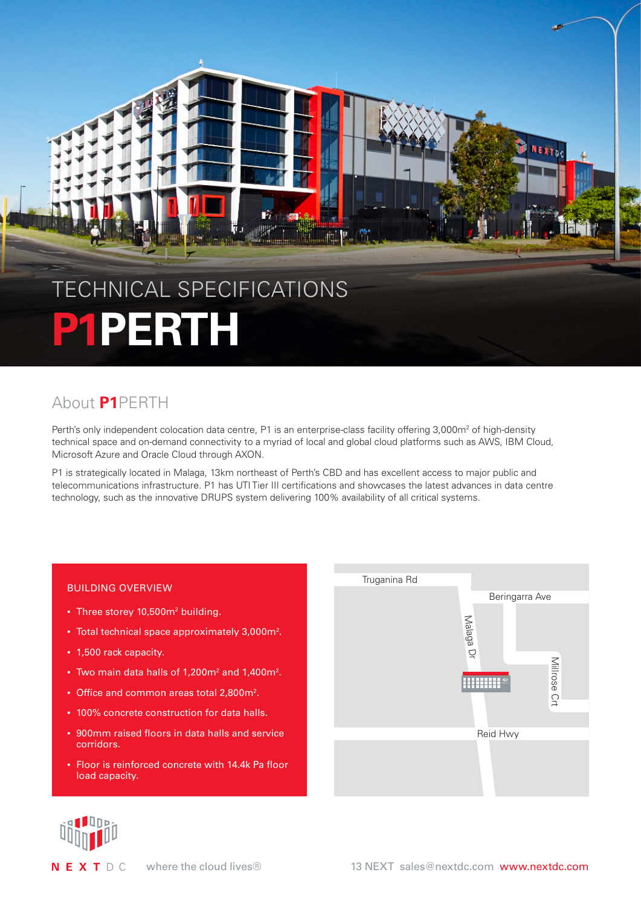# TECHNICAL SPECIFICATIONS

# **P1**PERTH

## About **P1**PERTH

Perth's only independent colocation data centre, P1 is an enterprise-class facility offering 3,000m² of high-density technical space and on-demand connectivity to a myriad of local and global cloud platforms such as AWS, IBM Cloud, Microsoft Azure and Oracle Cloud through AXON.

P1 is strategically located in Malaga, 13km northeast of Perth's CBD and has excellent access to major public and telecommunications infrastructure. P1 has UTI Tier III certifications and showcases the latest advances in data centre technology, such as the innovative DRUPS system delivering 100% availability of all critical systems.

### BUILDING OVERVIEW

- Three storey 10,500m² building.
- Total technical space approximately 3,000m².
- 1,500 rack capacity.
- Two main data halls of 1,200m² and 1,400m².
- Office and common areas total 2,800m².
- 100% concrete construction for data halls.
- 900mm raised floors in data halls and service corridors.
- Floor is reinforced concrete with 14.4k Pa floor load capacity.

Truganina Rd

Beringarra Ave

Malaga Dr

Millrose Crt

Reid Hwy

NEXTDC where the cloud lives®

13 NEXT sales@nextdc.com www.nextdc.com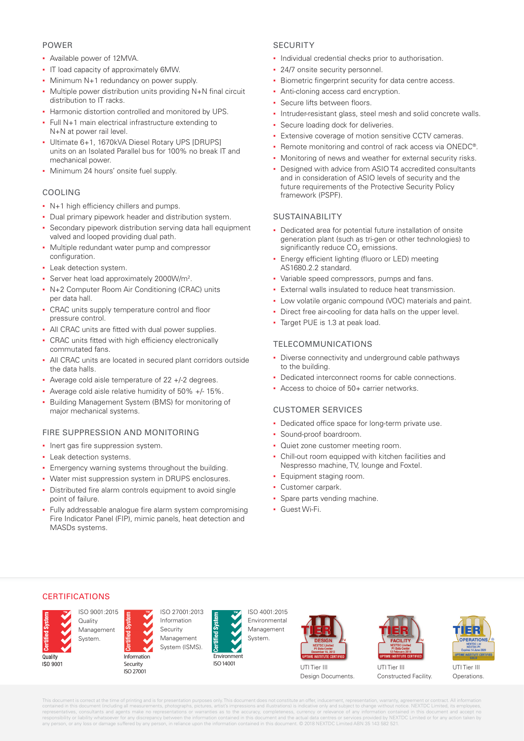## POWER

- Available power of 12MVA.
- IT load capacity of approximately 6MW.
- Minimum N+1 redundancy on power supply.
- Multiple power distribution units providing N+N final circuit distribution to IT racks.
- Harmonic distortion controlled and monitored by UPS.
- Full N+1 main electrical infrastructure extending to N+N at power rail level.
- Ultimate 6+1, 1670kVA Diesel Rotary UPS [DRUPS] units on an Isolated Parallel bus for 100% no break IT and mechanical power.
- Minimum 24 hours' onsite fuel supply.

## COOLING

- N+1 high efficiency chillers and pumps.
- Dual primary pipework header and distribution system.
- Secondary pipework distribution serving data hall equipment valved and looped providing dual path.
- Multiple redundant water pump and compressor configuration.
- Leak detection system.
- Server heat load approximately 2000W/m$^2$.
- N+2 Computer Room Air Conditioning (CRAC) units per data hall.
- CRAC units supply temperature control and floor pressure control.
- All CRAC units are fitted with dual power supplies.
- CRAC units fitted with high efficiency electronically commutated fans.
- All CRAC units are located in secured plant corridors outside the data halls.
- Average cold aisle temperature of 22 +/-2 degrees.
- Average cold aisle relative humidity of 50% +/- 15%.
- Building Management System (BMS) for monitoring of major mechanical systems.

## FIRE SUPPRESSION AND MONITORING

- Inert gas fire suppression system.
- Leak detection systems.
- Emergency warning systems throughout the building.
- Water mist suppression system in DRUPS enclosures.
- Distributed fire alarm controls equipment to avoid single point of failure.
- Fully addressable analogue fire alarm system compromising Fire Indicator Panel (FIP), mimic panels, heat detection and MASDs systems.

## SECURITY

- Individual credential checks prior to authorisation.
- 24/7 onsite security personnel.
- Biometric fingerprint security for data centre access.
- Anti-cloning access card encryption.
- Secure lifts between floors.
- Intruder-resistant glass, steel mesh and solid concrete walls.
- Secure loading dock for deliveries.
- Extensive coverage of motion sensitive CCTV cameras.
- Remote monitoring and control of rack access via ONEDC®.
- Monitoring of news and weather for external security risks.
- Designed with advice from ASIO T4 accredited consultants and in consideration of ASIO levels of security and the future requirements of the Protective Security Policy framework (PSPF).

## SUSTAINABILITY

- Dedicated area for potential future installation of onsite generation plant (such as tri-gen or other technologies) to significantly reduce $CO_2$ emissions.
- Energy efficient lighting (fluoro or LED) meeting AS1680.2.2 standard.
- Variable speed compressors, pumps and fans.
- External walls insulated to reduce heat transmission.
- Low volatile organic compound (VOC) materials and paint.
- Direct free air-cooling for data halls on the upper level.
- Target PUE is 1.3 at peak load.

## TELECOMMUNICATIONS

- Diverse connectivity and underground cable pathways to the building.
- Dedicated interconnect rooms for cable connections.
- Access to choice of 50+ carrier networks.

## CUSTOMER SERVICES

- Dedicated office space for long-term private use.
- Sound-proof boardroom.
- Quiet zone customer meeting room.
- Chill-out room equipped with kitchen facilities and Nespresso machine, TV, lounge and Foxtel.
- Equipment staging room.
- Customer carpark.
- Spare parts vending machine.
- Guest Wi-Fi.

## CERTIFICATIONS

Certified System Quality ISO 9001 — ISO 9001:2015 Quality Management System.

Certified System Information Security ISO 27001 — ISO 27001:2013 Information Security Management System (ISMS).

Certified System Environment ISO 14001 — ISO 4001:2015 Environmental Management System.

TIER III DESIGN — NEXTDC Limited, P1 Data Center, December 16, 2013 — UPTIME INSTITUTE CERTIFIED — UTI Tier III Design Documents.

TIER III FACILITY — NEXTDC Limited, P1 Data Center, 12 February 2014 — UPTIME INSTITUTE CERTIFIED — UTI Tier III Constructed Facility.

TIER III OPERATIONS — NEXTDC Ltd, NEXTDC P1, Expires 14 June 2020 — UPTIME INSTITUTE CERTIFIED GOLD — UTI Tier III Operations.

This document is correct at the time of printing and is for presentation purposes only. This document does not constitute an offer, inducement, representation, warranty, agreement or contract. All information contained in this document (including all measurements, photographs, pictures, artist's impressions and illustrations) is indicative only and subject to change without notice. NEXTDC Limited, its employees, representatives, consultants and agents make no representations or warranties as to the accuracy, completeness, currency or relevance of any information contained in this document and accept no responsibility or liability whatsoever for any discrepancy between the information contained in this document and the actual data centres or services provided by NEXTDC Limited or for any action taken by any person, or any loss or damage suffered by any person, in reliance upon the information contained in this document. © 2018 NEXTDC Limited ABN 35 143 582 521.